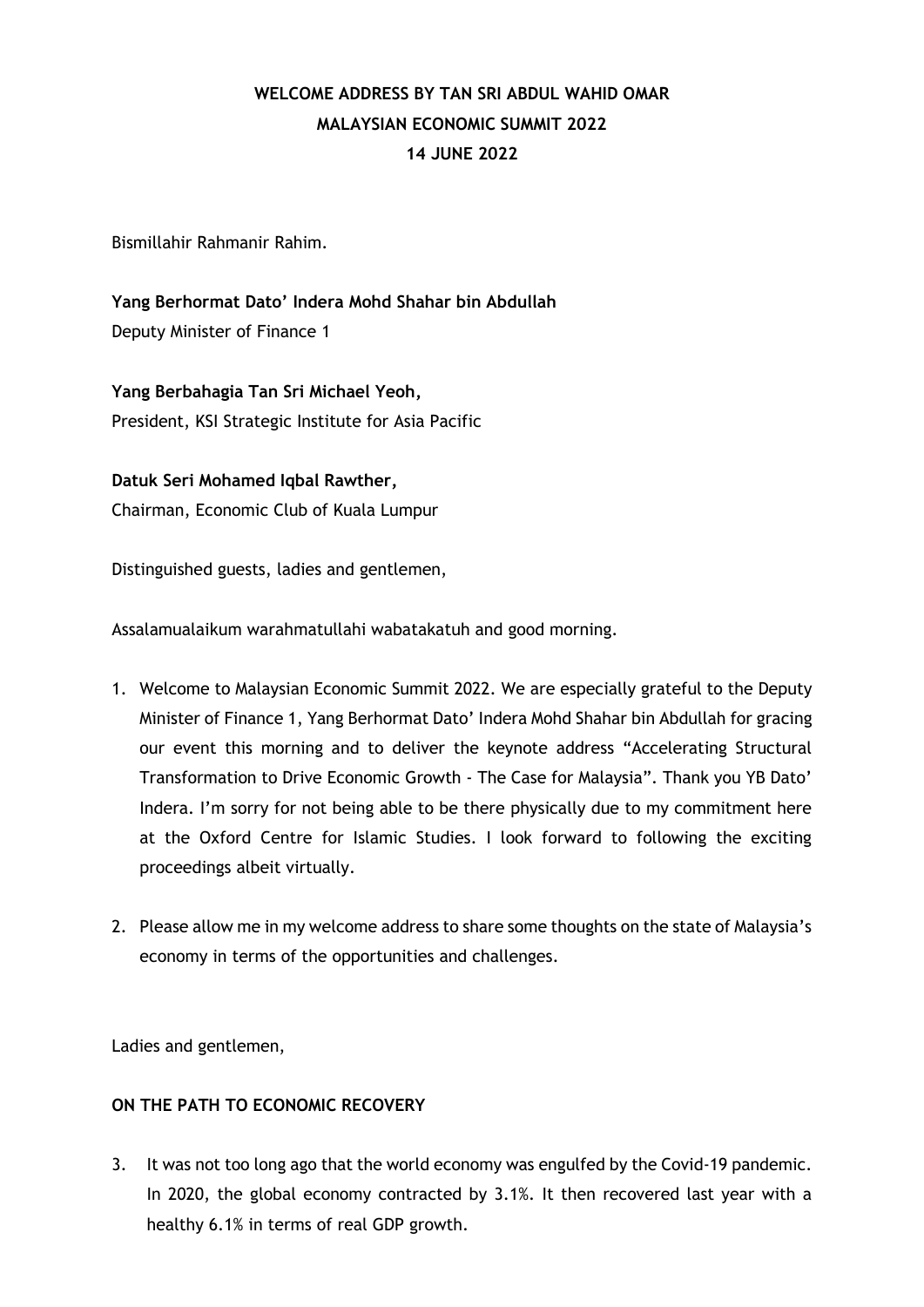# WELCOME ADDRESS BY TAN SRI ABDUL WAHID OMAR
# MALAYSIAN ECONOMIC SUMMIT 2022
# 14 JUNE 2022

Bismillahir Rahmanir Rahim.

**Yang Berhormat Dato' Indera Mohd Shahar bin Abdullah**
Deputy Minister of Finance 1

**Yang Berbahagia Tan Sri Michael Yeoh,**
President, KSI Strategic Institute for Asia Pacific

**Datuk Seri Mohamed Iqbal Rawther,**
Chairman, Economic Club of Kuala Lumpur

Distinguished guests, ladies and gentlemen,

Assalamualaikum warahmatullahi wabatakatuh and good morning.

1. Welcome to Malaysian Economic Summit 2022. We are especially grateful to the Deputy Minister of Finance 1, Yang Berhormat Dato' Indera Mohd Shahar bin Abdullah for gracing our event this morning and to deliver the keynote address "Accelerating Structural Transformation to Drive Economic Growth - The Case for Malaysia". Thank you YB Dato' Indera. I'm sorry for not being able to be there physically due to my commitment here at the Oxford Centre for Islamic Studies. I look forward to following the exciting proceedings albeit virtually.

2. Please allow me in my welcome address to share some thoughts on the state of Malaysia's economy in terms of the opportunities and challenges.

Ladies and gentlemen,

## ON THE PATH TO ECONOMIC RECOVERY

3. It was not too long ago that the world economy was engulfed by the Covid-19 pandemic. In 2020, the global economy contracted by 3.1%. It then recovered last year with a healthy 6.1% in terms of real GDP growth.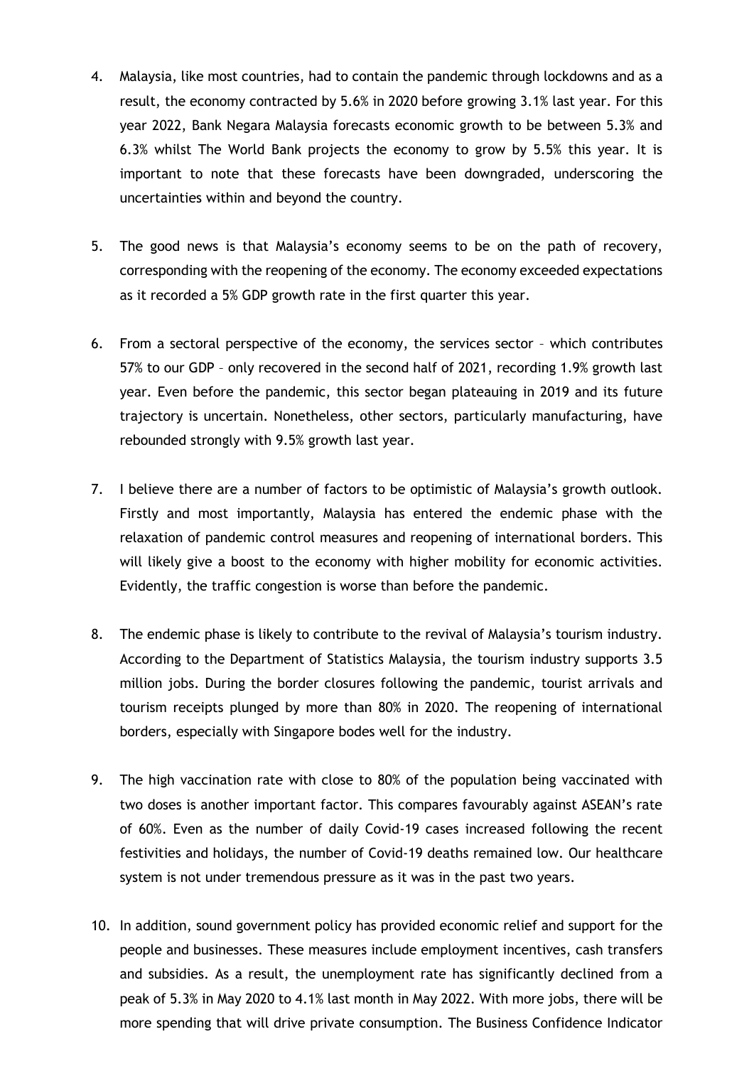4. Malaysia, like most countries, had to contain the pandemic through lockdowns and as a result, the economy contracted by 5.6% in 2020 before growing 3.1% last year. For this year 2022, Bank Negara Malaysia forecasts economic growth to be between 5.3% and 6.3% whilst The World Bank projects the economy to grow by 5.5% this year. It is important to note that these forecasts have been downgraded, underscoring the uncertainties within and beyond the country.

5. The good news is that Malaysia's economy seems to be on the path of recovery, corresponding with the reopening of the economy. The economy exceeded expectations as it recorded a 5% GDP growth rate in the first quarter this year.

6. From a sectoral perspective of the economy, the services sector – which contributes 57% to our GDP – only recovered in the second half of 2021, recording 1.9% growth last year. Even before the pandemic, this sector began plateauing in 2019 and its future trajectory is uncertain. Nonetheless, other sectors, particularly manufacturing, have rebounded strongly with 9.5% growth last year.

7. I believe there are a number of factors to be optimistic of Malaysia's growth outlook. Firstly and most importantly, Malaysia has entered the endemic phase with the relaxation of pandemic control measures and reopening of international borders. This will likely give a boost to the economy with higher mobility for economic activities. Evidently, the traffic congestion is worse than before the pandemic.

8. The endemic phase is likely to contribute to the revival of Malaysia's tourism industry. According to the Department of Statistics Malaysia, the tourism industry supports 3.5 million jobs. During the border closures following the pandemic, tourist arrivals and tourism receipts plunged by more than 80% in 2020. The reopening of international borders, especially with Singapore bodes well for the industry.

9. The high vaccination rate with close to 80% of the population being vaccinated with two doses is another important factor. This compares favourably against ASEAN's rate of 60%. Even as the number of daily Covid-19 cases increased following the recent festivities and holidays, the number of Covid-19 deaths remained low. Our healthcare system is not under tremendous pressure as it was in the past two years.

10. In addition, sound government policy has provided economic relief and support for the people and businesses. These measures include employment incentives, cash transfers and subsidies. As a result, the unemployment rate has significantly declined from a peak of 5.3% in May 2020 to 4.1% last month in May 2022. With more jobs, there will be more spending that will drive private consumption. The Business Confidence Indicator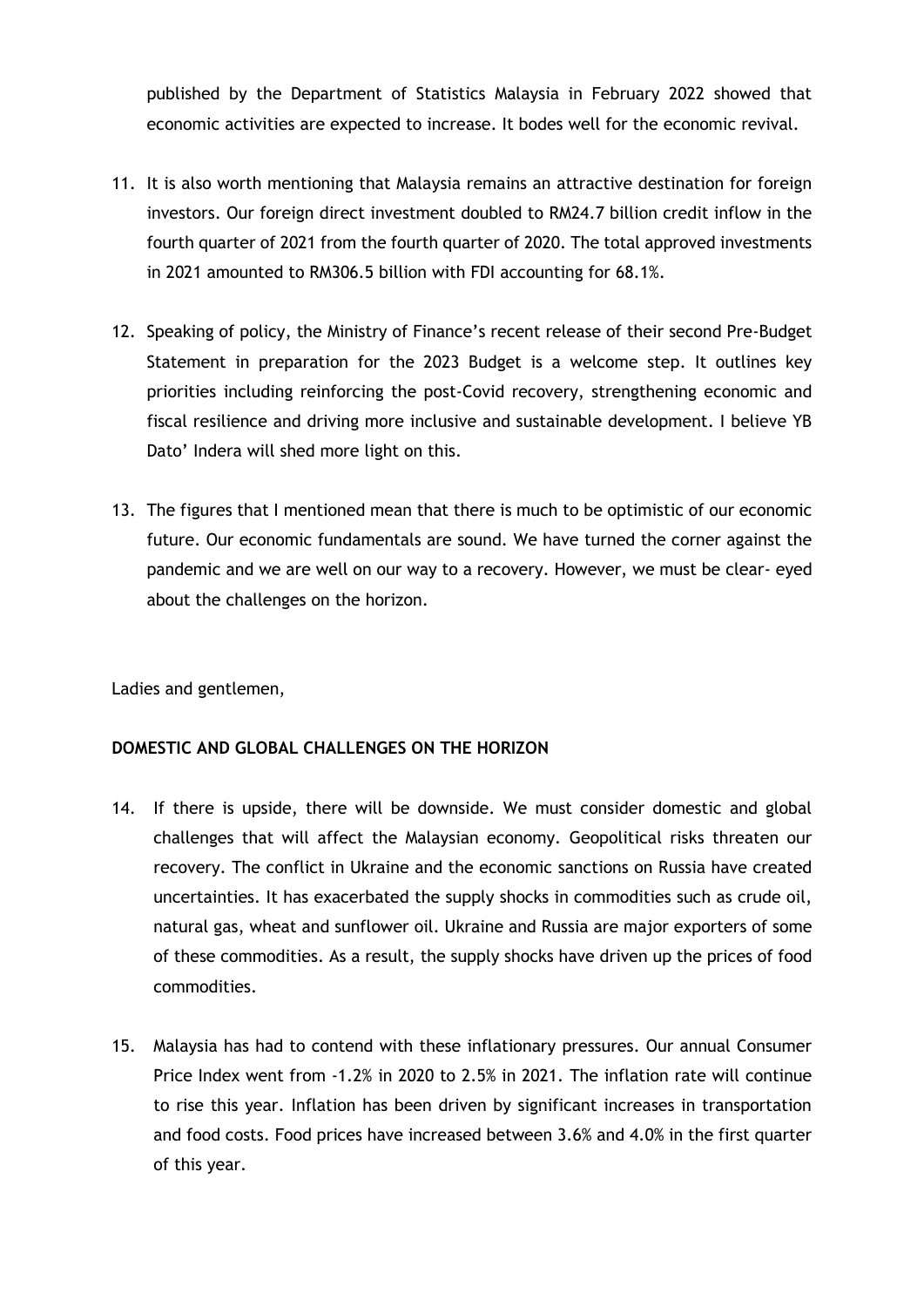published by the Department of Statistics Malaysia in February 2022 showed that economic activities are expected to increase. It bodes well for the economic revival.

11. It is also worth mentioning that Malaysia remains an attractive destination for foreign investors. Our foreign direct investment doubled to RM24.7 billion credit inflow in the fourth quarter of 2021 from the fourth quarter of 2020. The total approved investments in 2021 amounted to RM306.5 billion with FDI accounting for 68.1%.

12. Speaking of policy, the Ministry of Finance's recent release of their second Pre-Budget Statement in preparation for the 2023 Budget is a welcome step. It outlines key priorities including reinforcing the post-Covid recovery, strengthening economic and fiscal resilience and driving more inclusive and sustainable development. I believe YB Dato' Indera will shed more light on this.

13. The figures that I mentioned mean that there is much to be optimistic of our economic future. Our economic fundamentals are sound. We have turned the corner against the pandemic and we are well on our way to a recovery. However, we must be clear- eyed about the challenges on the horizon.

Ladies and gentlemen,

**DOMESTIC AND GLOBAL CHALLENGES ON THE HORIZON**

14. If there is upside, there will be downside. We must consider domestic and global challenges that will affect the Malaysian economy. Geopolitical risks threaten our recovery. The conflict in Ukraine and the economic sanctions on Russia have created uncertainties. It has exacerbated the supply shocks in commodities such as crude oil, natural gas, wheat and sunflower oil. Ukraine and Russia are major exporters of some of these commodities. As a result, the supply shocks have driven up the prices of food commodities.

15. Malaysia has had to contend with these inflationary pressures. Our annual Consumer Price Index went from -1.2% in 2020 to 2.5% in 2021. The inflation rate will continue to rise this year. Inflation has been driven by significant increases in transportation and food costs. Food prices have increased between 3.6% and 4.0% in the first quarter of this year.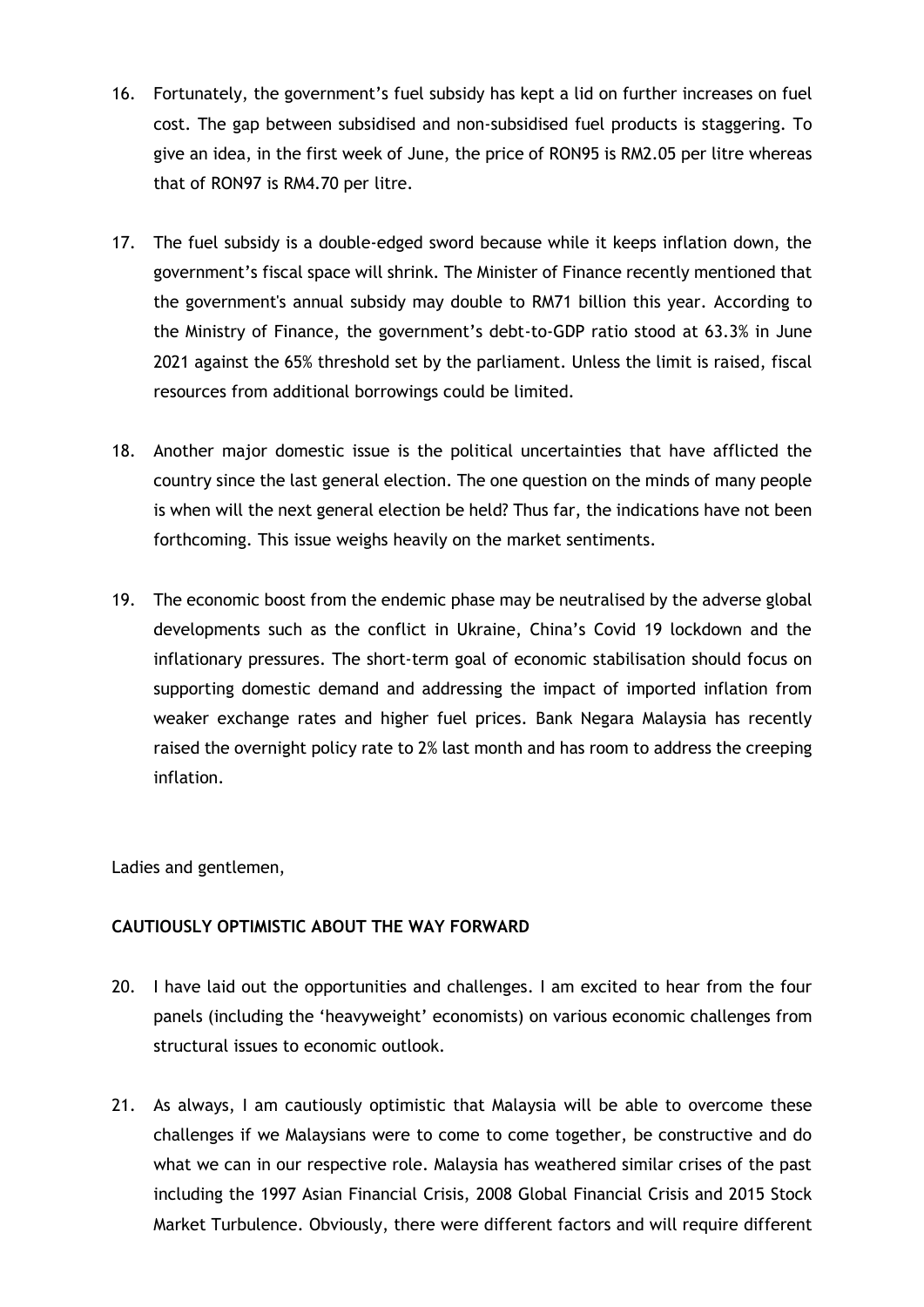16. Fortunately, the government's fuel subsidy has kept a lid on further increases on fuel cost. The gap between subsidised and non-subsidised fuel products is staggering. To give an idea, in the first week of June, the price of RON95 is RM2.05 per litre whereas that of RON97 is RM4.70 per litre.

17. The fuel subsidy is a double-edged sword because while it keeps inflation down, the government's fiscal space will shrink. The Minister of Finance recently mentioned that the government's annual subsidy may double to RM71 billion this year. According to the Ministry of Finance, the government's debt-to-GDP ratio stood at 63.3% in June 2021 against the 65% threshold set by the parliament. Unless the limit is raised, fiscal resources from additional borrowings could be limited.

18. Another major domestic issue is the political uncertainties that have afflicted the country since the last general election. The one question on the minds of many people is when will the next general election be held? Thus far, the indications have not been forthcoming. This issue weighs heavily on the market sentiments.

19. The economic boost from the endemic phase may be neutralised by the adverse global developments such as the conflict in Ukraine, China's Covid 19 lockdown and the inflationary pressures. The short-term goal of economic stabilisation should focus on supporting domestic demand and addressing the impact of imported inflation from weaker exchange rates and higher fuel prices. Bank Negara Malaysia has recently raised the overnight policy rate to 2% last month and has room to address the creeping inflation.

Ladies and gentlemen,

**CAUTIOUSLY OPTIMISTIC ABOUT THE WAY FORWARD**

20. I have laid out the opportunities and challenges. I am excited to hear from the four panels (including the 'heavyweight' economists) on various economic challenges from structural issues to economic outlook.

21. As always, I am cautiously optimistic that Malaysia will be able to overcome these challenges if we Malaysians were to come to come together, be constructive and do what we can in our respective role. Malaysia has weathered similar crises of the past including the 1997 Asian Financial Crisis, 2008 Global Financial Crisis and 2015 Stock Market Turbulence. Obviously, there were different factors and will require different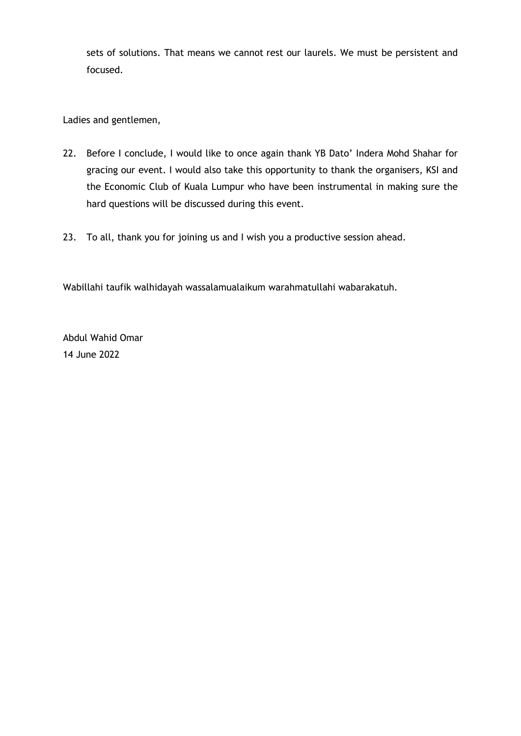sets of solutions. That means we cannot rest our laurels. We must be persistent and focused.

Ladies and gentlemen,

22. Before I conclude, I would like to once again thank YB Dato' Indera Mohd Shahar for gracing our event. I would also take this opportunity to thank the organisers, KSI and the Economic Club of Kuala Lumpur who have been instrumental in making sure the hard questions will be discussed during this event.

23. To all, thank you for joining us and I wish you a productive session ahead.

Wabillahi taufik walhidayah wassalamualaikum warahmatullahi wabarakatuh.

Abdul Wahid Omar
14 June 2022